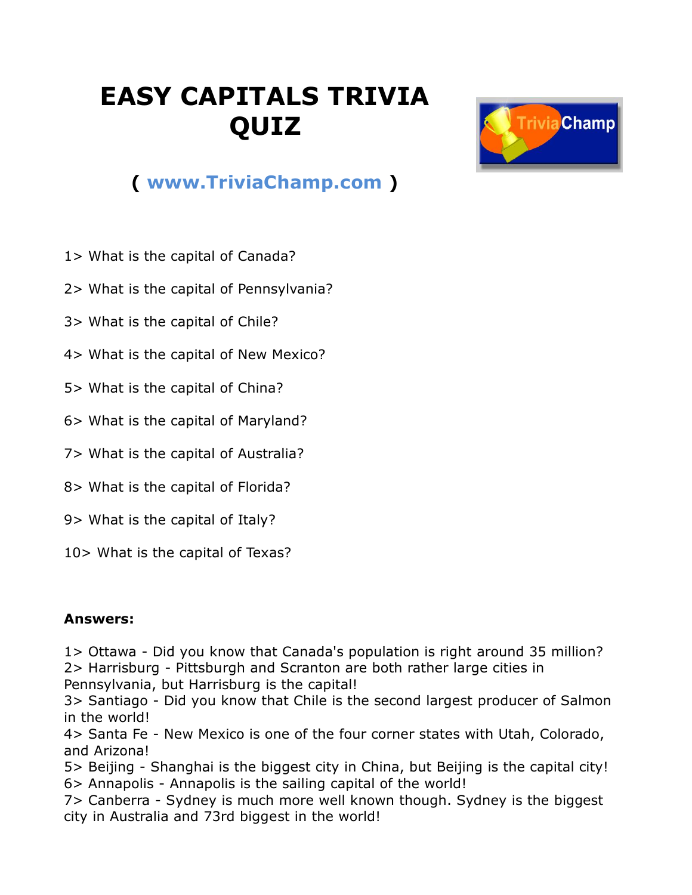# EASY CAPITALS TRIVIA QUIZ

( www.TriviaChamp.com )

1> What is the capital of Canada?

2> What is the capital of Pennsylvania?

3> What is the capital of Chile?

4> What is the capital of New Mexico?

5> What is the capital of China?

6> What is the capital of Maryland?

7> What is the capital of Australia?

8> What is the capital of Florida?

9> What is the capital of Italy?

10> What is the capital of Texas?

**Answers:**

1> Ottawa - Did you know that Canada's population is right around 35 million?
2> Harrisburg - Pittsburgh and Scranton are both rather large cities in Pennsylvania, but Harrisburg is the capital!
3> Santiago - Did you know that Chile is the second largest producer of Salmon in the world!
4> Santa Fe - New Mexico is one of the four corner states with Utah, Colorado, and Arizona!
5> Beijing - Shanghai is the biggest city in China, but Beijing is the capital city!
6> Annapolis - Annapolis is the sailing capital of the world!
7> Canberra - Sydney is much more well known though. Sydney is the biggest city in Australia and 73rd biggest in the world!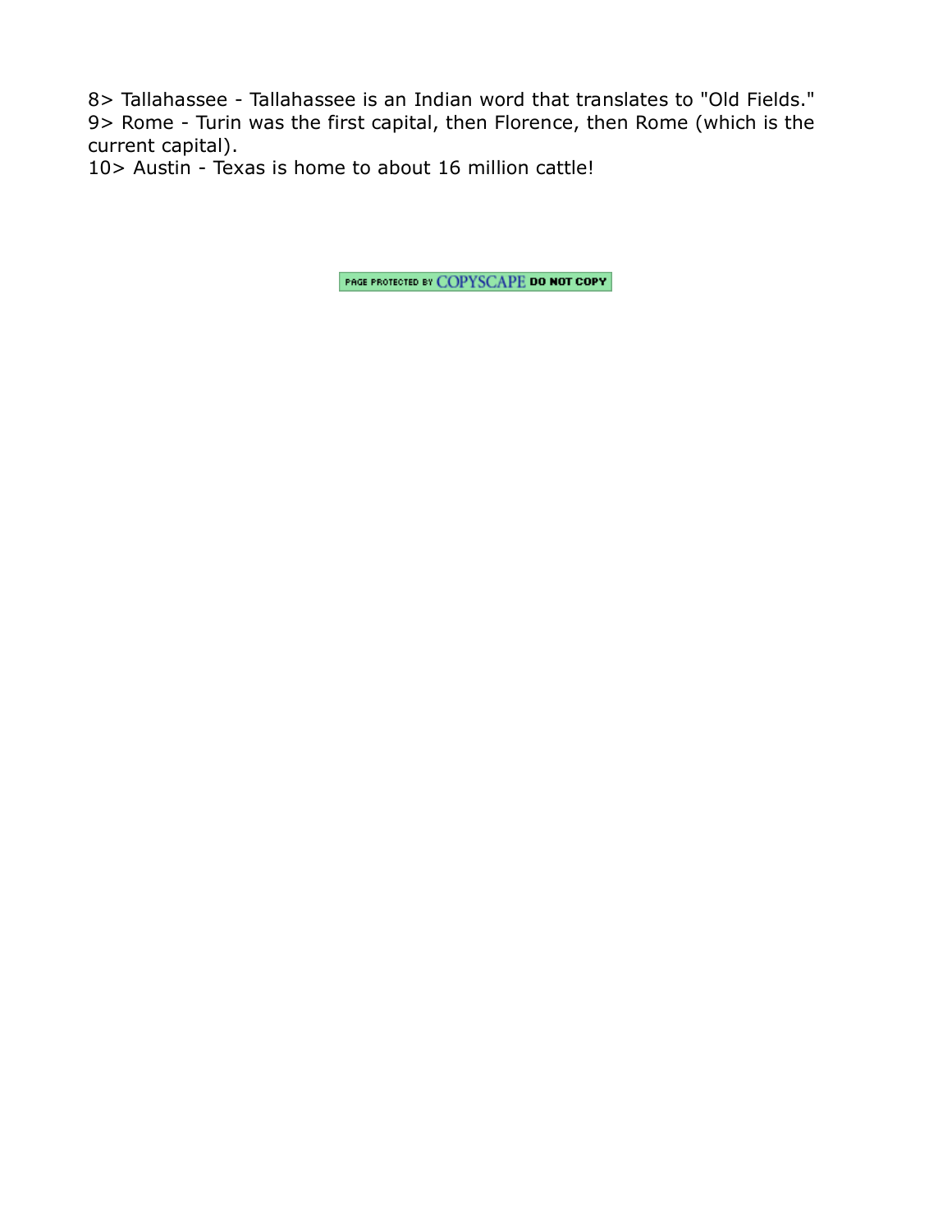8> Tallahassee - Tallahassee is an Indian word that translates to "Old Fields."
9> Rome - Turin was the first capital, then Florence, then Rome (which is the current capital).
10> Austin - Texas is home to about 16 million cattle!

PAGE PROTECTED BY COPYSCAPE DO NOT COPY